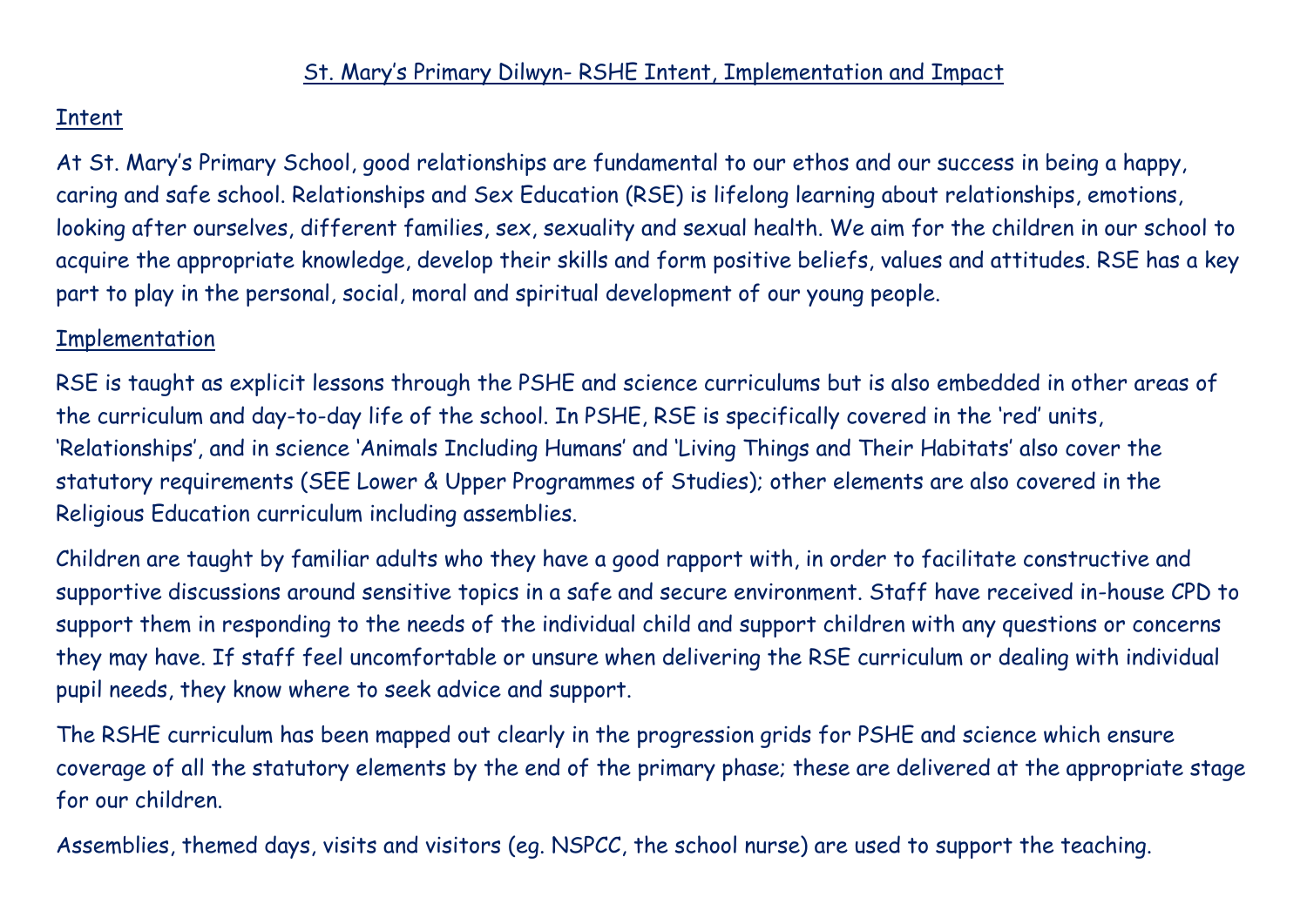# St. Mary's Primary Dilwyn- RSHE Intent, Implementation and Impact

## Intent

At St. Mary's Primary School, good relationships are fundamental to our ethos and our success in being a happy, caring and safe school. Relationships and Sex Education (RSE) is lifelong learning about relationships, emotions, looking after ourselves, different families, sex, sexuality and sexual health. We aim for the children in our school to acquire the appropriate knowledge, develop their skills and form positive beliefs, values and attitudes. RSE has a key part to play in the personal, social, moral and spiritual development of our young people.

## Implementation

RSE is taught as explicit lessons through the PSHE and science curriculums but is also embedded in other areas of the curriculum and day-to-day life of the school. In PSHE, RSE is specifically covered in the 'red' units, 'Relationships', and in science 'Animals Including Humans' and 'Living Things and Their Habitats' also cover the statutory requirements (SEE Lower & Upper Programmes of Studies); other elements are also covered in the Religious Education curriculum including assemblies.

Children are taught by familiar adults who they have a good rapport with, in order to facilitate constructive and supportive discussions around sensitive topics in a safe and secure environment. Staff have received in-house CPD to support them in responding to the needs of the individual child and support children with any questions or concerns they may have. If staff feel uncomfortable or unsure when delivering the RSE curriculum or dealing with individual pupil needs, they know where to seek advice and support.

The RSHE curriculum has been mapped out clearly in the progression grids for PSHE and science which ensure coverage of all the statutory elements by the end of the primary phase; these are delivered at the appropriate stage for our children.

Assemblies, themed days, visits and visitors (eg. NSPCC, the school nurse) are used to support the teaching.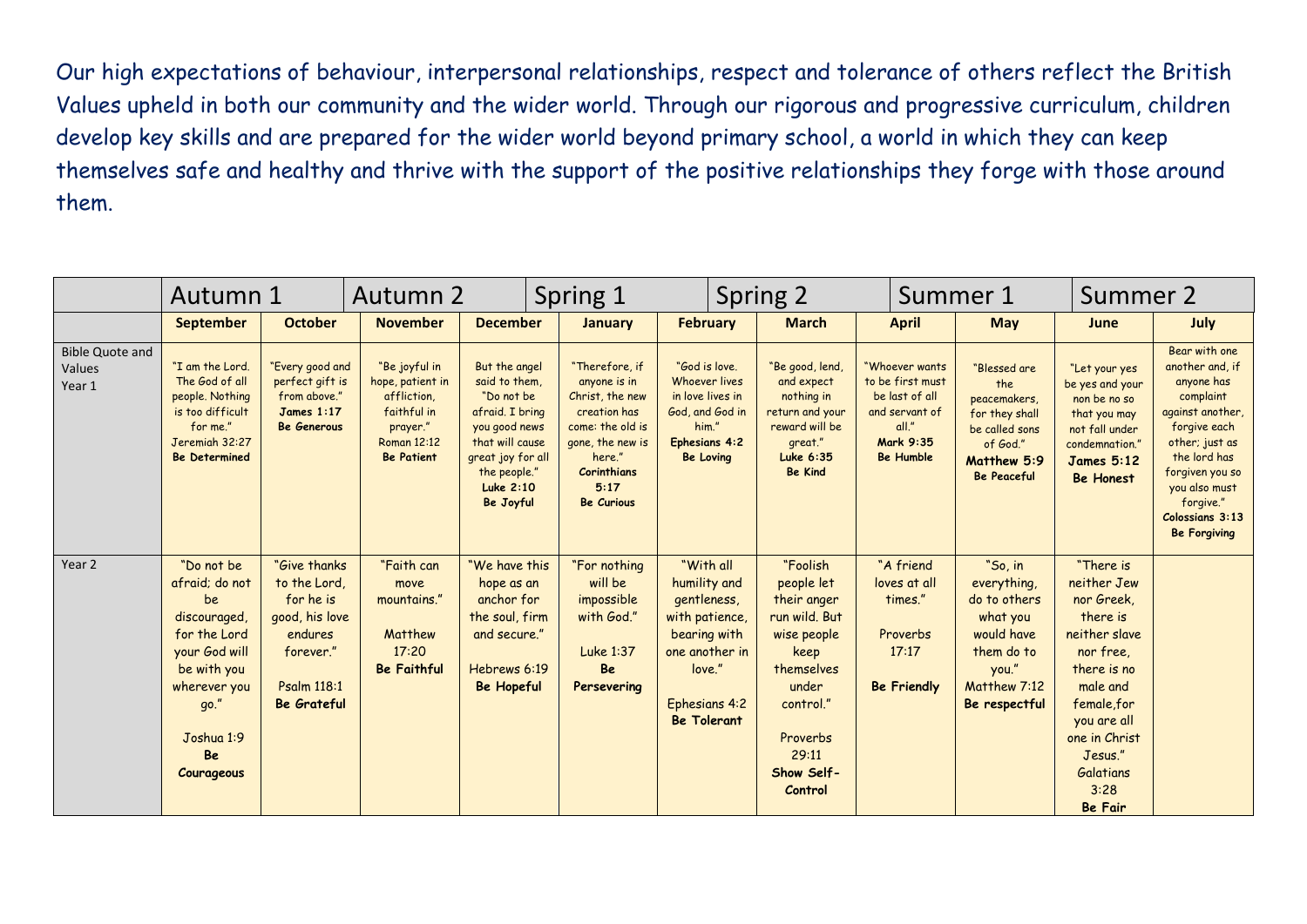Our high expectations of behaviour, interpersonal relationships, respect and tolerance of others reflect the British Values upheld in both our community and the wider world. Through our rigorous and progressive curriculum, children develop key skills and are prepared for the wider world beyond primary school, a world in which they can keep themselves safe and healthy and thrive with the support of the positive relationships they forge with those around them.

| | Autumn 1 | | Autumn 2 | | Spring 1 | | Spring 2 | | Summer 1 | | Summer 2 |
|---|---|---|---|---|---|---|---|---|---|---|---|
| | **September** | **October** | **November** | **December** | **January** | **February** | **March** | **April** | **May** | **June** | **July** |
| Bible Quote and Values Year 1 | "I am the Lord. The God of all people. Nothing is too difficult for me." Jeremiah 32:27 **Be Determined** | "Every good and perfect gift is from above." **James 1:17** **Be Generous** | "Be joyful in hope, patient in affliction, faithful in prayer." Roman 12:12 **Be Patient** | But the angel said to them, "Do not be afraid. I bring you good news that will cause great joy for all the people." **Luke 2:10** **Be Joyful** | "Therefore, if anyone is in Christ, the new creation has come: the old is gone, the new is here." **Corinthians 5:17** **Be Curious** | "God is love. Whoever lives in love lives in God, and God in him." **Ephesians 4:2** **Be Loving** | "Be good, lend, and expect nothing in return and your reward will be great." **Luke 6:35** **Be Kind** | "Whoever wants to be first must be last of all and servant of all." **Mark 9:35** **Be Humble** | "Blessed are the peacemakers, for they shall be called sons of God." **Matthew 5:9** **Be Peaceful** | "Let your yes be yes and your non be no so that you may not fall under condemnation." **James 5:12** **Be Honest** | Bear with one another and, if anyone has complaint against another, forgive each other; just as the lord has forgiven you so you also must forgive." **Colossians 3:13** **Be Forgiving** |
| Year 2 | "Do not be afraid; do not be discouraged, for the Lord your God will be with you wherever you go." Joshua 1:9 **Be Courageous** | "Give thanks to the Lord, for he is good, his love endures forever." Psalm 118:1 **Be Grateful** | "Faith can move mountains." Matthew 17:20 **Be Faithful** | "We have this hope as an anchor for the soul, firm and secure." Hebrews 6:19 **Be Hopeful** | "For nothing will be impossible with God." Luke 1:37 **Be Persevering** | "With all humility and gentleness, with patience, bearing with one another in love." Ephesians 4:2 **Be Tolerant** | "Foolish people let their anger run wild. But wise people keep themselves under control." Proverbs 29:11 **Show Self-Control** | "A friend loves at all times." Proverbs 17:17 **Be Friendly** | "So, in everything, do to others what you would have them do to you." Matthew 7:12 **Be respectful** | "There is neither Jew nor Greek, there is neither slave nor free, there is no male and female,for you are all one in Christ Jesus." Galatians 3:28 **Be Fair** | |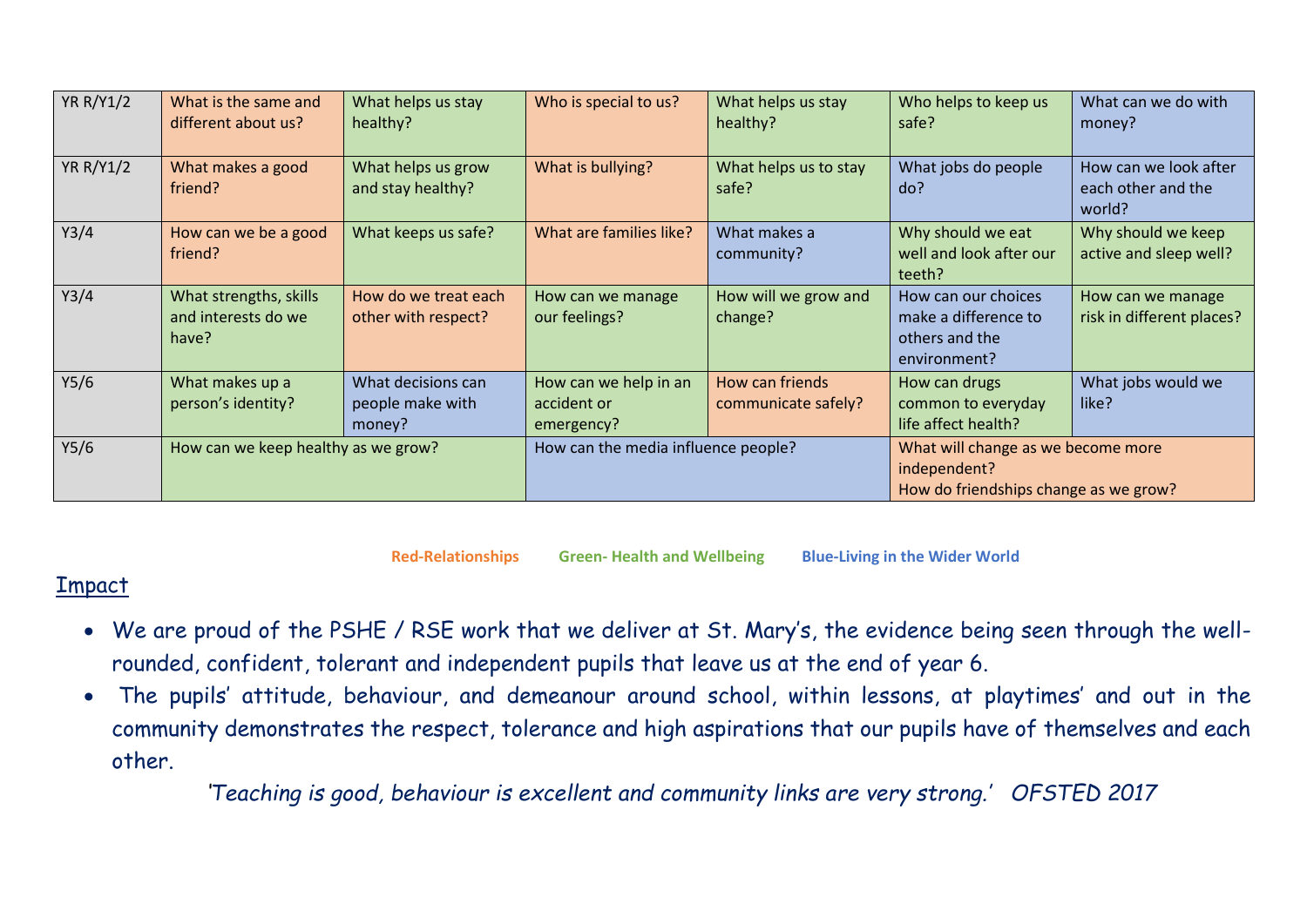| YR R/Y1/2 | What is the same and different about us? | What helps us stay healthy? | Who is special to us? | What helps us stay healthy? | Who helps to keep us safe? | What can we do with money? |
|---|---|---|---|---|---|---|
| YR R/Y1/2 | What makes a good friend? | What helps us grow and stay healthy? | What is bullying? | What helps us to stay safe? | What jobs do people do? | How can we look after each other and the world? |
| Y3/4 | How can we be a good friend? | What keeps us safe? | What are families like? | What makes a community? | Why should we eat well and look after our teeth? | Why should we keep active and sleep well? |
| Y3/4 | What strengths, skills and interests do we have? | How do we treat each other with respect? | How can we manage our feelings? | How will we grow and change? | How can our choices make a difference to others and the environment? | How can we manage risk in different places? |
| Y5/6 | What makes up a person's identity? | What decisions can people make with money? | How can we help in an accident or emergency? | How can friends communicate safely? | How can drugs common to everyday life affect health? | What jobs would we like? |
| Y5/6 | How can we keep healthy as we grow? | | How can the media influence people? | | What will change as we become more independent? How do friendships change as we grow? | |

**Red-Relationships** **Green- Health and Wellbeing** **Blue-Living in the Wider World**

## Impact

- We are proud of the PSHE / RSE work that we deliver at St. Mary's, the evidence being seen through the well-rounded, confident, tolerant and independent pupils that leave us at the end of year 6.
- The pupils' attitude, behaviour, and demeanour around school, within lessons, at playtimes' and out in the community demonstrates the respect, tolerance and high aspirations that our pupils have of themselves and each other.

*'Teaching is good, behaviour is excellent and community links are very strong.' OFSTED 2017*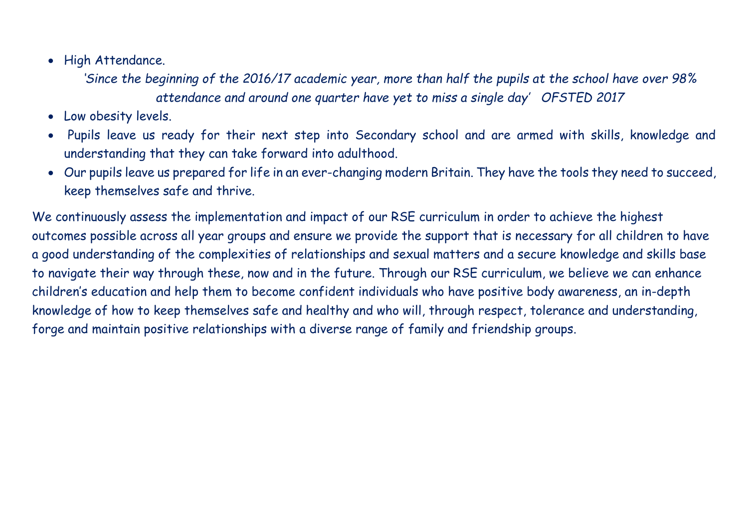- High Attendance.

  *'Since the beginning of the 2016/17 academic year, more than half the pupils at the school have over 98% attendance and around one quarter have yet to miss a single day' OFSTED 2017*

- Low obesity levels.
- Pupils leave us ready for their next step into Secondary school and are armed with skills, knowledge and understanding that they can take forward into adulthood.
- Our pupils leave us prepared for life in an ever-changing modern Britain. They have the tools they need to succeed, keep themselves safe and thrive.

We continuously assess the implementation and impact of our RSE curriculum in order to achieve the highest outcomes possible across all year groups and ensure we provide the support that is necessary for all children to have a good understanding of the complexities of relationships and sexual matters and a secure knowledge and skills base to navigate their way through these, now and in the future. Through our RSE curriculum, we believe we can enhance children's education and help them to become confident individuals who have positive body awareness, an in-depth knowledge of how to keep themselves safe and healthy and who will, through respect, tolerance and understanding, forge and maintain positive relationships with a diverse range of family and friendship groups.